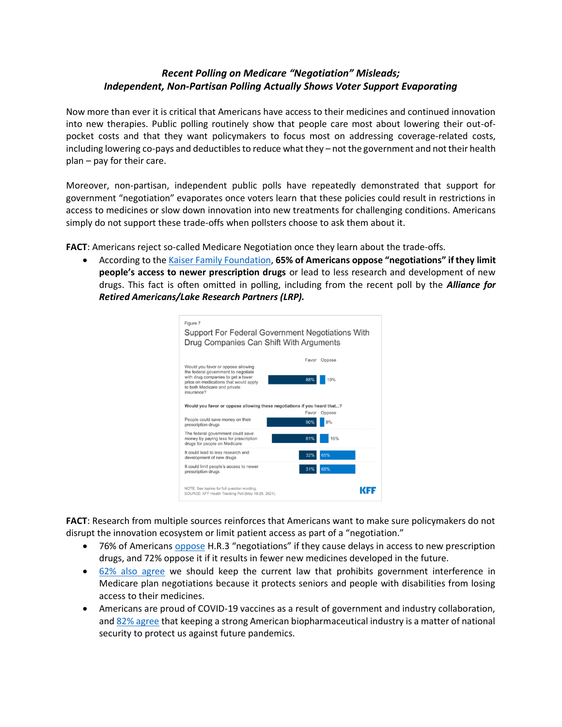***Recent Polling on Medicare "Negotiation" Misleads;***
***Independent, Non-Partisan Polling Actually Shows Voter Support Evaporating***

Now more than ever it is critical that Americans have access to their medicines and continued innovation into new therapies. Public polling routinely show that people care most about lowering their out-of-pocket costs and that they want policymakers to focus most on addressing coverage-related costs, including lowering co-pays and deductibles to reduce what they – not the government and not their health plan – pay for their care.

Moreover, non-partisan, independent public polls have repeatedly demonstrated that support for government "negotiation" evaporates once voters learn that these policies could result in restrictions in access to medicines or slow down innovation into new treatments for challenging conditions. Americans simply do not support these trade-offs when pollsters choose to ask them about it.

**FACT**: Americans reject so-called Medicare Negotiation once they learn about the trade-offs.

- According to the Kaiser Family Foundation, **65% of Americans oppose "negotiations" if they limit people's access to newer prescription drugs** or lead to less research and development of new drugs. This fact is often omitted in polling, including from the recent poll by the ***Alliance for Retired Americans/Lake Research Partners (LRP).***

Figure 7

Support For Federal Government Negotiations With Drug Companies Can Shift With Arguments

| | Favor | Oppose |
|---|---|---|
| Would you favor or oppose allowing the federal government to negotiate with drug companies to get a lower price on medications that would apply to both Medicare and private insurance? | 88% | 10% |
| **Would you favor or oppose allowing these negotiations if you heard that...?** | | |
| People could save money on their prescription drugs | 90% | 8% |
| The federal government could save money by paying less for prescription drugs for people on Medicare | 81% | 16% |
| It could lead to less research and development of new drugs | 32% | 65% |
| It could limit people's access to newer prescription drugs | 31% | 65% |

NOTE: See topline for full question wording.
SOURCE: KFF Health Tracking Poll (May 18-25, 2021).

KFF

**FACT**: Research from multiple sources reinforces that Americans want to make sure policymakers do not disrupt the innovation ecosystem or limit patient access as part of a "negotiation."

- 76% of Americans oppose H.R.3 "negotiations" if they cause delays in access to new prescription drugs, and 72% oppose it if it results in fewer new medicines developed in the future.
- 62% also agree we should keep the current law that prohibits government interference in Medicare plan negotiations because it protects seniors and people with disabilities from losing access to their medicines.
- Americans are proud of COVID-19 vaccines as a result of government and industry collaboration, and 82% agree that keeping a strong American biopharmaceutical industry is a matter of national security to protect us against future pandemics.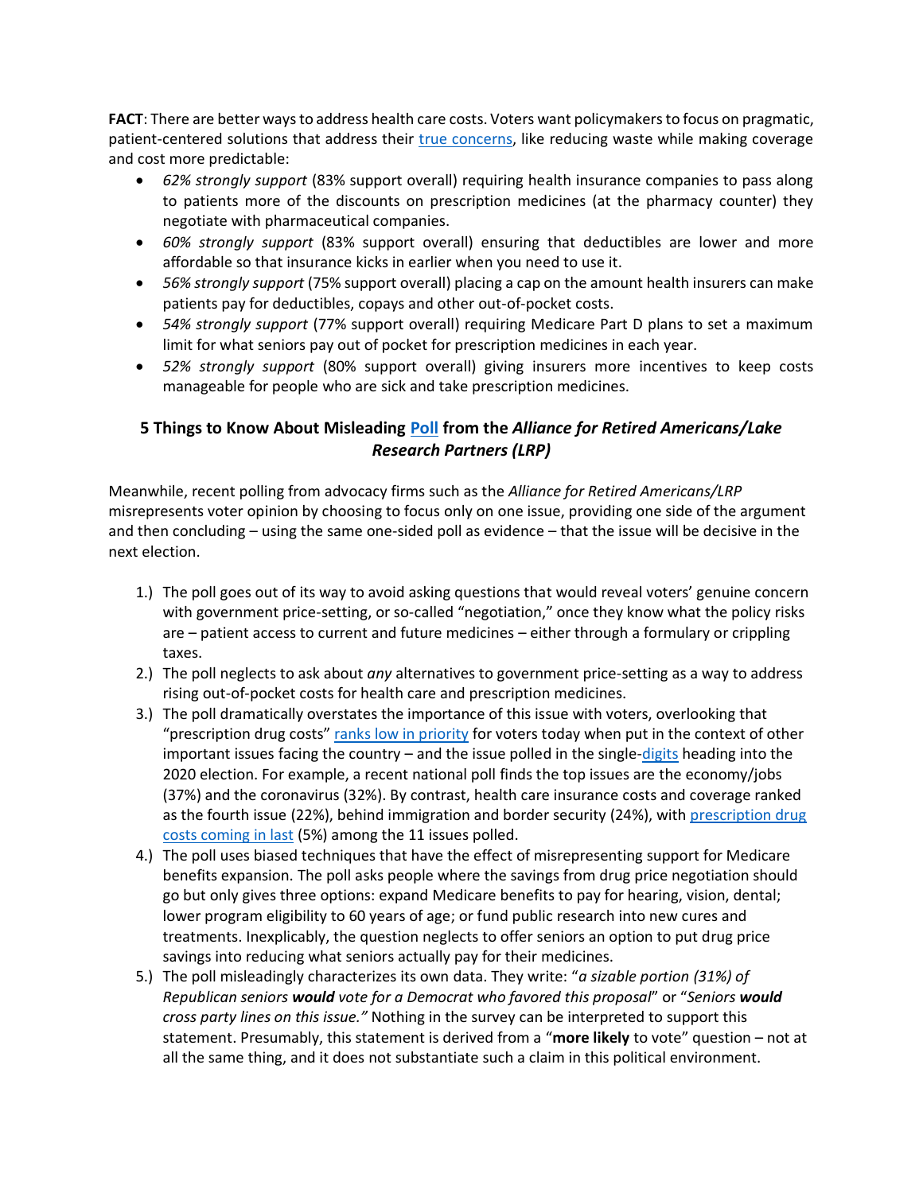**FACT**: There are better ways to address health care costs. Voters want policymakers to focus on pragmatic, patient-centered solutions that address their true concerns, like reducing waste while making coverage and cost more predictable:

- *62% strongly support* (83% support overall) requiring health insurance companies to pass along to patients more of the discounts on prescription medicines (at the pharmacy counter) they negotiate with pharmaceutical companies.
- *60% strongly support* (83% support overall) ensuring that deductibles are lower and more affordable so that insurance kicks in earlier when you need to use it.
- *56% strongly support* (75% support overall) placing a cap on the amount health insurers can make patients pay for deductibles, copays and other out-of-pocket costs.
- *54% strongly support* (77% support overall) requiring Medicare Part D plans to set a maximum limit for what seniors pay out of pocket for prescription medicines in each year.
- *52% strongly support* (80% support overall) giving insurers more incentives to keep costs manageable for people who are sick and take prescription medicines.

## 5 Things to Know About Misleading Poll from the *Alliance for Retired Americans/Lake Research Partners (LRP)*

Meanwhile, recent polling from advocacy firms such as the *Alliance for Retired Americans/LRP* misrepresents voter opinion by choosing to focus only on one issue, providing one side of the argument and then concluding – using the same one-sided poll as evidence – that the issue will be decisive in the next election.

1.) The poll goes out of its way to avoid asking questions that would reveal voters' genuine concern with government price-setting, or so-called "negotiation," once they know what the policy risks are – patient access to current and future medicines – either through a formulary or crippling taxes.

2.) The poll neglects to ask about *any* alternatives to government price-setting as a way to address rising out-of-pocket costs for health care and prescription medicines.

3.) The poll dramatically overstates the importance of this issue with voters, overlooking that "prescription drug costs" ranks low in priority for voters today when put in the context of other important issues facing the country – and the issue polled in the single-digits heading into the 2020 election. For example, a recent national poll finds the top issues are the economy/jobs (37%) and the coronavirus (32%). By contrast, health care insurance costs and coverage ranked as the fourth issue (22%), behind immigration and border security (24%), with prescription drug costs coming in last (5%) among the 11 issues polled.

4.) The poll uses biased techniques that have the effect of misrepresenting support for Medicare benefits expansion. The poll asks people where the savings from drug price negotiation should go but only gives three options: expand Medicare benefits to pay for hearing, vision, dental; lower program eligibility to 60 years of age; or fund public research into new cures and treatments. Inexplicably, the question neglects to offer seniors an option to put drug price savings into reducing what seniors actually pay for their medicines.

5.) The poll misleadingly characterizes its own data. They write: "*a sizable portion (31%) of Republican seniors **would** vote for a Democrat who favored this proposal*" or "*Seniors **would** cross party lines on this issue.*" Nothing in the survey can be interpreted to support this statement. Presumably, this statement is derived from a "**more likely** to vote" question – not at all the same thing, and it does not substantiate such a claim in this political environment.